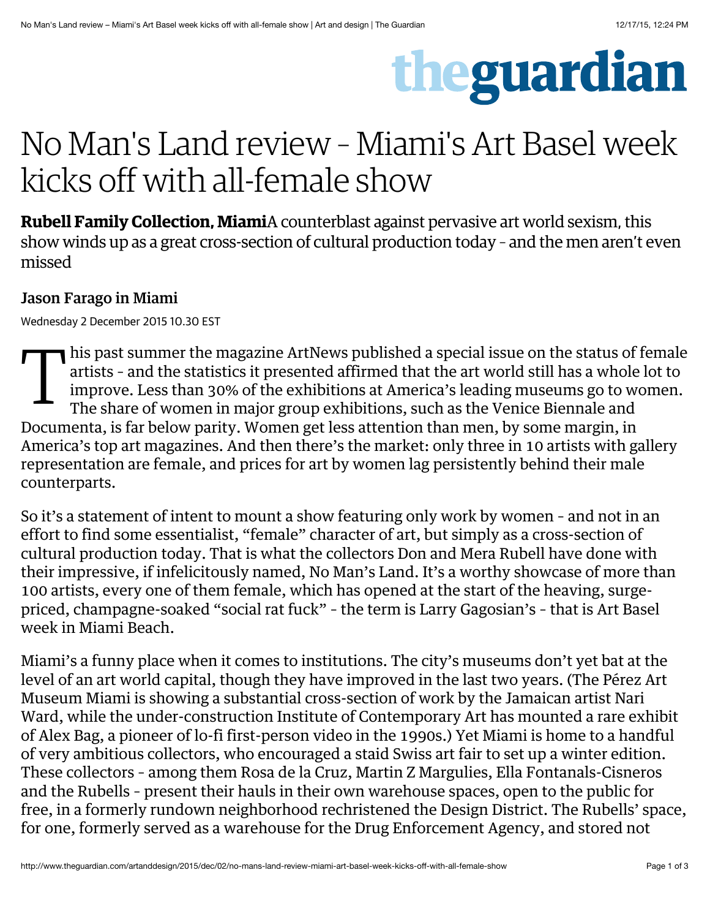# No Man's Land review – Miami's Art Basel week kicks off with all-female show

**Rubell Family Collection, Miami** A counterblast against pervasive art world sexism, this show winds up as a great cross-section of cultural production today – and the men aren't even missed

**Jason Farago in Miami**

Wednesday 2 December 2015 10.30 EST

This past summer the magazine ArtNews published a special issue on the status of female artists – and the statistics it presented affirmed that the art world still has a whole lot to improve. Less than 30% of the exhibitions at America's leading museums go to women. The share of women in major group exhibitions, such as the Venice Biennale and Documenta, is far below parity. Women get less attention than men, by some margin, in America's top art magazines. And then there's the market: only three in 10 artists with gallery representation are female, and prices for art by women lag persistently behind their male counterparts.

So it's a statement of intent to mount a show featuring only work by women – and not in an effort to find some essentialist, "female" character of art, but simply as a cross-section of cultural production today. That is what the collectors Don and Mera Rubell have done with their impressive, if infelicitously named, No Man's Land. It's a worthy showcase of more than 100 artists, every one of them female, which has opened at the start of the heaving, surge-priced, champagne-soaked "social rat fuck" – the term is Larry Gagosian's – that is Art Basel week in Miami Beach.

Miami's a funny place when it comes to institutions. The city's museums don't yet bat at the level of an art world capital, though they have improved in the last two years. (The Pérez Art Museum Miami is showing a substantial cross-section of work by the Jamaican artist Nari Ward, while the under-construction Institute of Contemporary Art has mounted a rare exhibit of Alex Bag, a pioneer of lo-fi first-person video in the 1990s.) Yet Miami is home to a handful of very ambitious collectors, who encouraged a staid Swiss art fair to set up a winter edition. These collectors – among them Rosa de la Cruz, Martin Z Margulies, Ella Fontanals-Cisneros and the Rubells – present their hauls in their own warehouse spaces, open to the public for free, in a formerly rundown neighborhood rechristened the Design District. The Rubells' space, for one, formerly served as a warehouse for the Drug Enforcement Agency, and stored not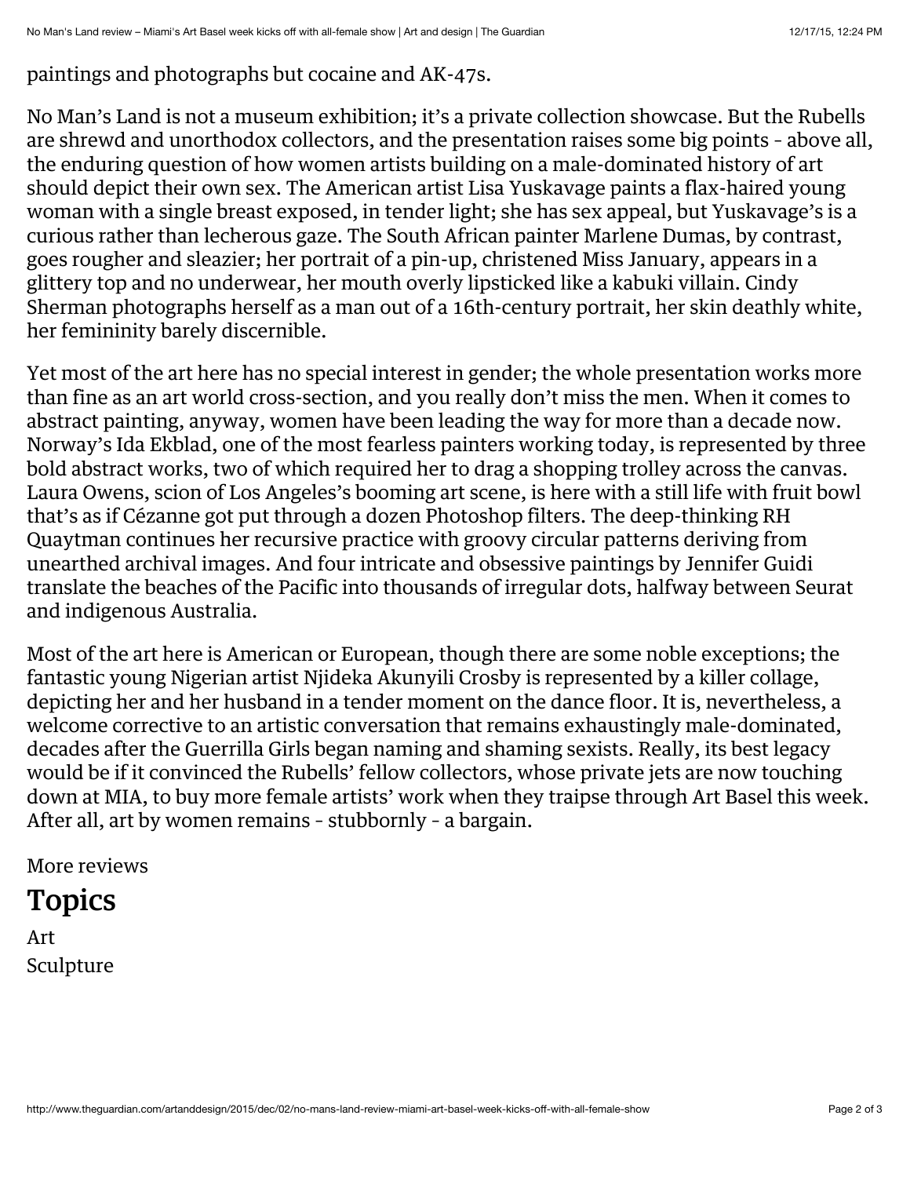paintings and photographs but cocaine and AK-47s.

No Man's Land is not a museum exhibition; it's a private collection showcase. But the Rubells are shrewd and unorthodox collectors, and the presentation raises some big points - above all, the enduring question of how women artists building on a male-dominated history of art should depict their own sex. The American artist Lisa Yuskavage paints a flax-haired young woman with a single breast exposed, in tender light; she has sex appeal, but Yuskavage's is a curious rather than lecherous gaze. The South African painter Marlene Dumas, by contrast, goes rougher and sleazier; her portrait of a pin-up, christened Miss January, appears in a glittery top and no underwear, her mouth overly lipsticked like a kabuki villain. Cindy Sherman photographs herself as a man out of a 16th-century portrait, her skin deathly white, her femininity barely discernible.

Yet most of the art here has no special interest in gender; the whole presentation works more than fine as an art world cross-section, and you really don't miss the men. When it comes to abstract painting, anyway, women have been leading the way for more than a decade now. Norway's Ida Ekblad, one of the most fearless painters working today, is represented by three bold abstract works, two of which required her to drag a shopping trolley across the canvas. Laura Owens, scion of Los Angeles's booming art scene, is here with a still life with fruit bowl that's as if Cézanne got put through a dozen Photoshop filters. The deep-thinking RH Quaytman continues her recursive practice with groovy circular patterns deriving from unearthed archival images. And four intricate and obsessive paintings by Jennifer Guidi translate the beaches of the Pacific into thousands of irregular dots, halfway between Seurat and indigenous Australia.

Most of the art here is American or European, though there are some noble exceptions; the fantastic young Nigerian artist Njideka Akunyili Crosby is represented by a killer collage, depicting her and her husband in a tender moment on the dance floor. It is, nevertheless, a welcome corrective to an artistic conversation that remains exhaustingly male-dominated, decades after the Guerrilla Girls began naming and shaming sexists. Really, its best legacy would be if it convinced the Rubells' fellow collectors, whose private jets are now touching down at MIA, to buy more female artists' work when they traipse through Art Basel this week. After all, art by women remains - stubbornly - a bargain.

More reviews

# Topics

Art

Sculpture